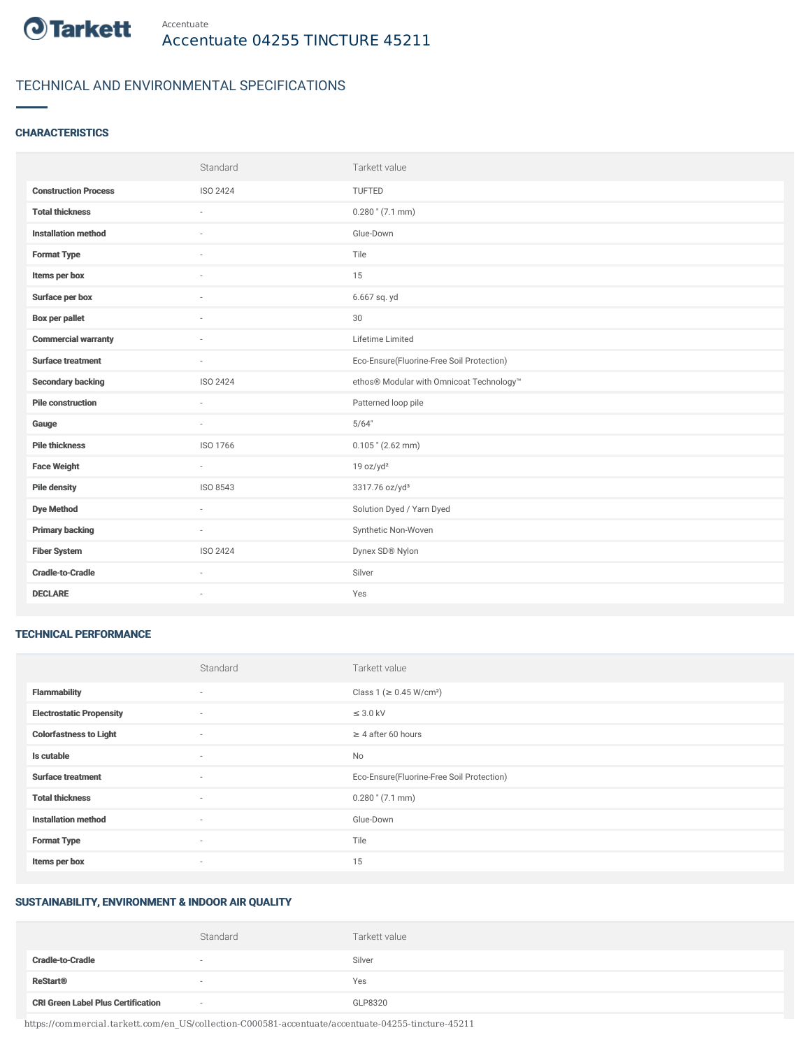Tarkett

Accentuate

# Accentuate 04255 TINCTURE 45211

## TECHNICAL AND ENVIRONMENTAL SPECIFICATIONS

### CHARACTERISTICS

| | Standard | Tarkett value |
|---|---|---|
| **Construction Process** | ISO 2424 | TUFTED |
| **Total thickness** | - | 0.280 " (7.1 mm) |
| **Installation method** | - | Glue-Down |
| **Format Type** | - | Tile |
| **Items per box** | - | 15 |
| **Surface per box** | - | 6.667 sq. yd |
| **Box per pallet** | - | 30 |
| **Commercial warranty** | - | Lifetime Limited |
| **Surface treatment** | - | Eco-Ensure(Fluorine-Free Soil Protection) |
| **Secondary backing** | ISO 2424 | ethos® Modular with Omnicoat Technology™ |
| **Pile construction** | - | Patterned loop pile |
| **Gauge** | - | 5/64" |
| **Pile thickness** | ISO 1766 | 0.105 " (2.62 mm) |
| **Face Weight** | - | 19 oz/yd² |
| **Pile density** | ISO 8543 | 3317.76 oz/yd³ |
| **Dye Method** | - | Solution Dyed / Yarn Dyed |
| **Primary backing** | - | Synthetic Non-Woven |
| **Fiber System** | ISO 2424 | Dynex SD® Nylon |
| **Cradle-to-Cradle** | - | Silver |
| **DECLARE** | - | Yes |

### TECHNICAL PERFORMANCE

| | Standard | Tarkett value |
|---|---|---|
| **Flammability** | - | Class 1 (≥ 0.45 W/cm²) |
| **Electrostatic Propensity** | - | ≤ 3.0 kV |
| **Colorfastness to Light** | - | ≥ 4 after 60 hours |
| **Is cutable** | - | No |
| **Surface treatment** | - | Eco-Ensure(Fluorine-Free Soil Protection) |
| **Total thickness** | - | 0.280 " (7.1 mm) |
| **Installation method** | - | Glue-Down |
| **Format Type** | - | Tile |
| **Items per box** | - | 15 |

### SUSTAINABILITY, ENVIRONMENT & INDOOR AIR QUALITY

| | Standard | Tarkett value |
|---|---|---|
| **Cradle-to-Cradle** | - | Silver |
| **ReStart®** | - | Yes |
| **CRI Green Label Plus Certification** | - | GLP8320 |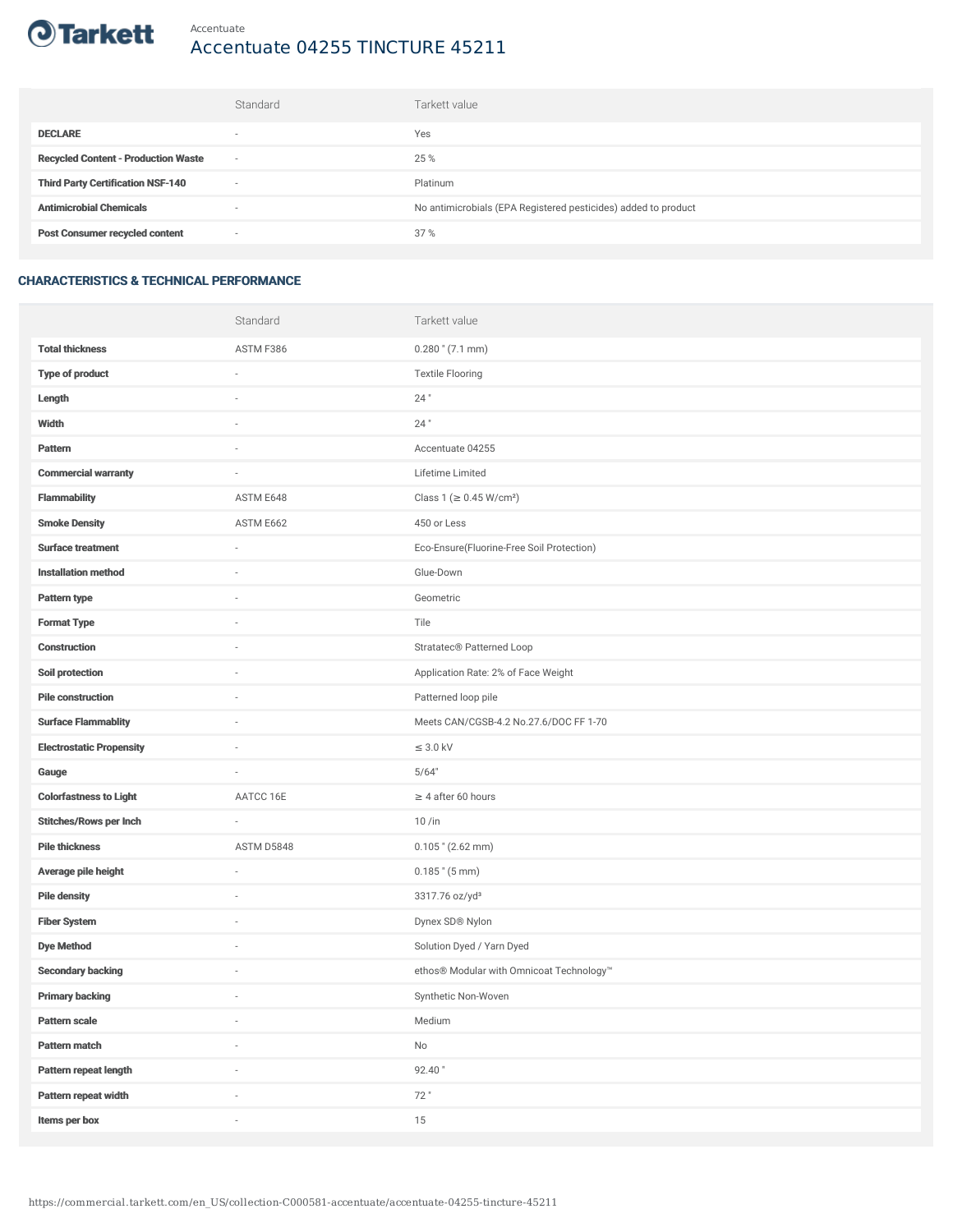Accentuate

# Accentuate 04255 TINCTURE 45211

| | Standard | Tarkett value |
|---|---|---|
| **DECLARE** | - | Yes |
| **Recycled Content - Production Waste** | - | 25 % |
| **Third Party Certification NSF-140** | - | Platinum |
| **Antimicrobial Chemicals** | - | No antimicrobials (EPA Registered pesticides) added to product |
| **Post Consumer recycled content** | - | 37 % |

## CHARACTERISTICS & TECHNICAL PERFORMANCE

| | Standard | Tarkett value |
|---|---|---|
| **Total thickness** | ASTM F386 | 0.280 " (7.1 mm) |
| **Type of product** | - | Textile Flooring |
| **Length** | - | 24 " |
| **Width** | - | 24 " |
| **Pattern** | - | Accentuate 04255 |
| **Commercial warranty** | - | Lifetime Limited |
| **Flammability** | ASTM E648 | Class 1 (≥ 0.45 W/cm²) |
| **Smoke Density** | ASTM E662 | 450 or Less |
| **Surface treatment** | - | Eco-Ensure(Fluorine-Free Soil Protection) |
| **Installation method** | - | Glue-Down |
| **Pattern type** | - | Geometric |
| **Format Type** | - | Tile |
| **Construction** | - | Stratatec® Patterned Loop |
| **Soil protection** | - | Application Rate: 2% of Face Weight |
| **Pile construction** | - | Patterned loop pile |
| **Surface Flammablity** | - | Meets CAN/CGSB-4.2 No.27.6/DOC FF 1-70 |
| **Electrostatic Propensity** | - | ≤ 3.0 kV |
| **Gauge** | - | 5/64" |
| **Colorfastness to Light** | AATCC 16E | ≥ 4 after 60 hours |
| **Stitches/Rows per Inch** | - | 10 /in |
| **Pile thickness** | ASTM D5848 | 0.105 " (2.62 mm) |
| **Average pile height** | - | 0.185 " (5 mm) |
| **Pile density** | - | 3317.76 oz/yd³ |
| **Fiber System** | - | Dynex SD® Nylon |
| **Dye Method** | - | Solution Dyed / Yarn Dyed |
| **Secondary backing** | - | ethos® Modular with Omnicoat Technology™ |
| **Primary backing** | - | Synthetic Non-Woven |
| **Pattern scale** | - | Medium |
| **Pattern match** | - | No |
| **Pattern repeat length** | - | 92.40 " |
| **Pattern repeat width** | - | 72 " |
| **Items per box** | - | 15 |